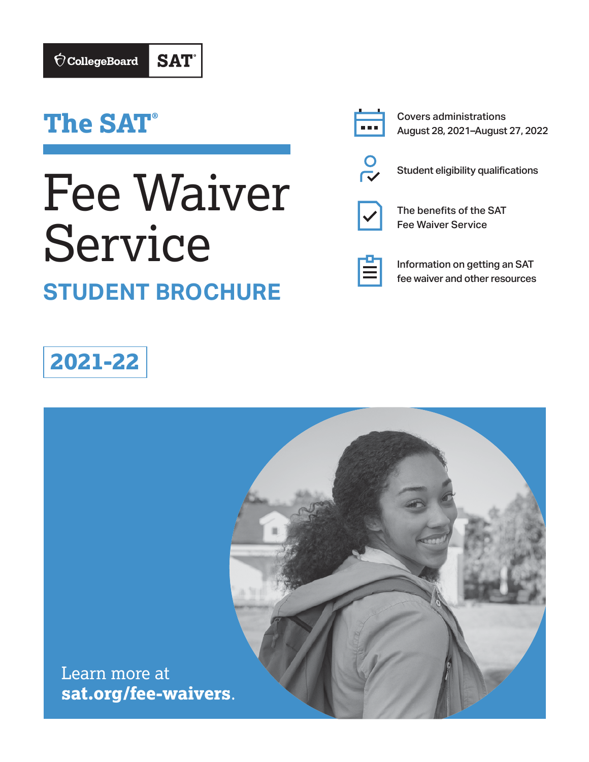CollegeBoard SAT

# The SAT®

# Fee Waiver Service

## STUDENT BROCHURE

- Covers administrations August 28, 2021–August 27, 2022
- Student eligibility qualifications
- The benefits of the SAT Fee Waiver Service
- Information on getting an SAT fee waiver and other resources

**2021-22**

Learn more at **sat.org/fee-waivers**.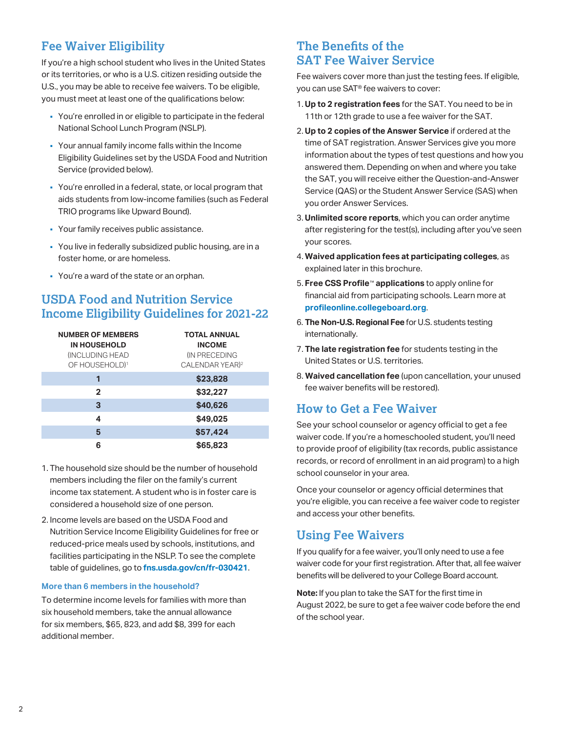## Fee Waiver Eligibility

If you're a high school student who lives in the United States or its territories, or who is a U.S. citizen residing outside the U.S., you may be able to receive fee waivers. To be eligible, you must meet at least one of the qualifications below:

- You're enrolled in or eligible to participate in the federal National School Lunch Program (NSLP).
- Your annual family income falls within the Income Eligibility Guidelines set by the USDA Food and Nutrition Service (provided below).
- You're enrolled in a federal, state, or local program that aids students from low-income families (such as Federal TRIO programs like Upward Bound).
- Your family receives public assistance.
- You live in federally subsidized public housing, are in a foster home, or are homeless.
- You're a ward of the state or an orphan.

## USDA Food and Nutrition Service Income Eligibility Guidelines for 2021-22

| NUMBER OF MEMBERS IN HOUSEHOLD (INCLUDING HEAD OF HOUSEHOLD)[1] | TOTAL ANNUAL INCOME (IN PRECEDING CALENDAR YEAR)[2] |
|---|---|
| 1 | $23,828 |
| 2 | $32,227 |
| 3 | $40,626 |
| 4 | $49,025 |
| 5 | $57,424 |
| 6 | $65,823 |

1. The household size should be the number of household members including the filer on the family's current income tax statement. A student who is in foster care is considered a household size of one person.
2. Income levels are based on the USDA Food and Nutrition Service Income Eligibility Guidelines for free or reduced-price meals used by schools, institutions, and facilities participating in the NSLP. To see the complete table of guidelines, go to **fns.usda.gov/cn/fr-030421**.

#### More than 6 members in the household?

To determine income levels for families with more than six household members, take the annual allowance for six members, $65, 823, and add $8, 399 for each additional member.

## The Benefits of the SAT Fee Waiver Service

Fee waivers cover more than just the testing fees. If eligible, you can use SAT® fee waivers to cover:

1. **Up to 2 registration fees** for the SAT. You need to be in 11th or 12th grade to use a fee waiver for the SAT.
2. **Up to 2 copies of the Answer Service** if ordered at the time of SAT registration. Answer Services give you more information about the types of test questions and how you answered them. Depending on when and where you take the SAT, you will receive either the Question-and-Answer Service (QAS) or the Student Answer Service (SAS) when you order Answer Services.
3. **Unlimited score reports**, which you can order anytime after registering for the test(s), including after you've seen your scores.
4. **Waived application fees at participating colleges**, as explained later in this brochure.
5. **Free CSS Profile™ applications** to apply online for financial aid from participating schools. Learn more at **profileonline.collegeboard.org**.
6. **The Non-U.S. Regional Fee** for U.S. students testing internationally.
7. **The late registration fee** for students testing in the United States or U.S. territories.
8. **Waived cancellation fee** (upon cancellation, your unused fee waiver benefits will be restored).

## How to Get a Fee Waiver

See your school counselor or agency official to get a fee waiver code. If you're a homeschooled student, you'll need to provide proof of eligibility (tax records, public assistance records, or record of enrollment in an aid program) to a high school counselor in your area.

Once your counselor or agency official determines that you're eligible, you can receive a fee waiver code to register and access your other benefits.

## Using Fee Waivers

If you qualify for a fee waiver, you'll only need to use a fee waiver code for your first registration. After that, all fee waiver benefits will be delivered to your College Board account.

**Note:** If you plan to take the SAT for the first time in August 2022, be sure to get a fee waiver code before the end of the school year.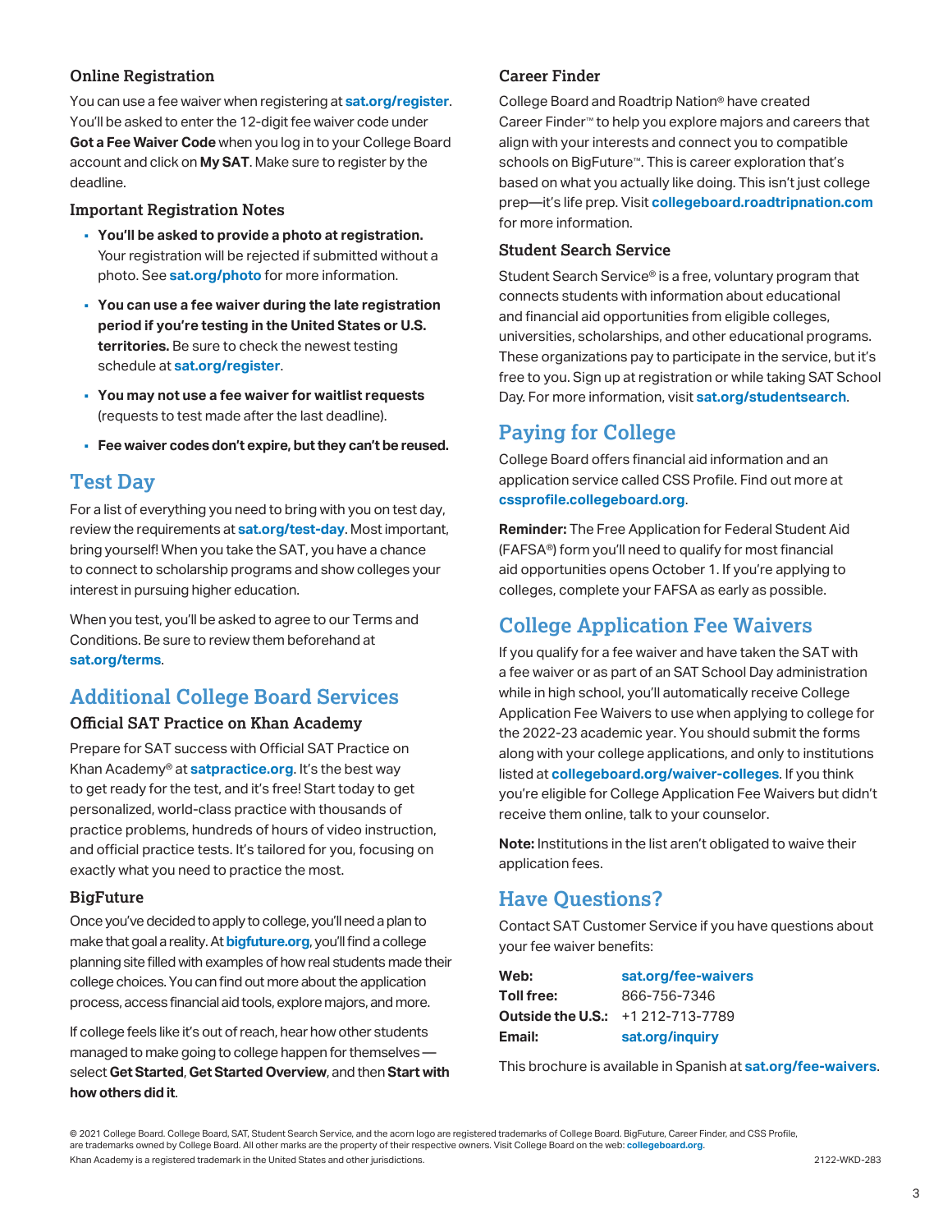### Online Registration

You can use a fee waiver when registering at **sat.org/register**. You'll be asked to enter the 12-digit fee waiver code under **Got a Fee Waiver Code** when you log in to your College Board account and click on **My SAT**. Make sure to register by the deadline.

### Important Registration Notes

- **You'll be asked to provide a photo at registration.** Your registration will be rejected if submitted without a photo. See **sat.org/photo** for more information.
- **You can use a fee waiver during the late registration period if you're testing in the United States or U.S. territories.** Be sure to check the newest testing schedule at **sat.org/register**.
- **You may not use a fee waiver for waitlist requests** (requests to test made after the last deadline).
- **Fee waiver codes don't expire, but they can't be reused.**

## Test Day

For a list of everything you need to bring with you on test day, review the requirements at **sat.org/test-day**. Most important, bring yourself! When you take the SAT, you have a chance to connect to scholarship programs and show colleges your interest in pursuing higher education.

When you test, you'll be asked to agree to our Terms and Conditions. Be sure to review them beforehand at **sat.org/terms**.

## Additional College Board Services

### Official SAT Practice on Khan Academy

Prepare for SAT success with Official SAT Practice on Khan Academy® at **satpractice.org**. It's the best way to get ready for the test, and it's free! Start today to get personalized, world-class practice with thousands of practice problems, hundreds of hours of video instruction, and official practice tests. It's tailored for you, focusing on exactly what you need to practice the most.

### BigFuture

Once you've decided to apply to college, you'll need a plan to make that goal a reality. At **bigfuture.org**, you'll find a college planning site filled with examples of how real students made their college choices. You can find out more about the application process, access financial aid tools, explore majors, and more.

If college feels like it's out of reach, hear how other students managed to make going to college happen for themselves — select **Get Started**, **Get Started Overview**, and then **Start with how others did it**.

### Career Finder

College Board and Roadtrip Nation® have created Career Finder™ to help you explore majors and careers that align with your interests and connect you to compatible schools on BigFuture™. This is career exploration that's based on what you actually like doing. This isn't just college prep—it's life prep. Visit **collegeboard.roadtripnation.com** for more information.

### Student Search Service

Student Search Service® is a free, voluntary program that connects students with information about educational and financial aid opportunities from eligible colleges, universities, scholarships, and other educational programs. These organizations pay to participate in the service, but it's free to you. Sign up at registration or while taking SAT School Day. For more information, visit **sat.org/studentsearch**.

## Paying for College

College Board offers financial aid information and an application service called CSS Profile. Find out more at **cssprofile.collegeboard.org**.

**Reminder:** The Free Application for Federal Student Aid (FAFSA®) form you'll need to qualify for most financial aid opportunities opens October 1. If you're applying to colleges, complete your FAFSA as early as possible.

## College Application Fee Waivers

If you qualify for a fee waiver and have taken the SAT with a fee waiver or as part of an SAT School Day administration while in high school, you'll automatically receive College Application Fee Waivers to use when applying to college for the 2022-23 academic year. You should submit the forms along with your college applications, and only to institutions listed at **collegeboard.org/waiver-colleges**. If you think you're eligible for College Application Fee Waivers but didn't receive them online, talk to your counselor.

**Note:** Institutions in the list aren't obligated to waive their application fees.

## Have Questions?

Contact SAT Customer Service if you have questions about your fee waiver benefits:

| | |
|---|---|
| **Web:** | **sat.org/fee-waivers** |
| **Toll free:** | 866-756-7346 |
| **Outside the U.S.:** | +1 212-713-7789 |
| **Email:** | **sat.org/inquiry** |

This brochure is available in Spanish at **sat.org/fee-waivers**.

© 2021 College Board. College Board, SAT, Student Search Service, and the acorn logo are registered trademarks of College Board. BigFuture, Career Finder, and CSS Profile, are trademarks owned by College Board. All other marks are the property of their respective owners. Visit College Board on the web: **collegeboard.org**.
Khan Academy is a registered trademark in the United States and other jurisdictions.

2122-WKD-283